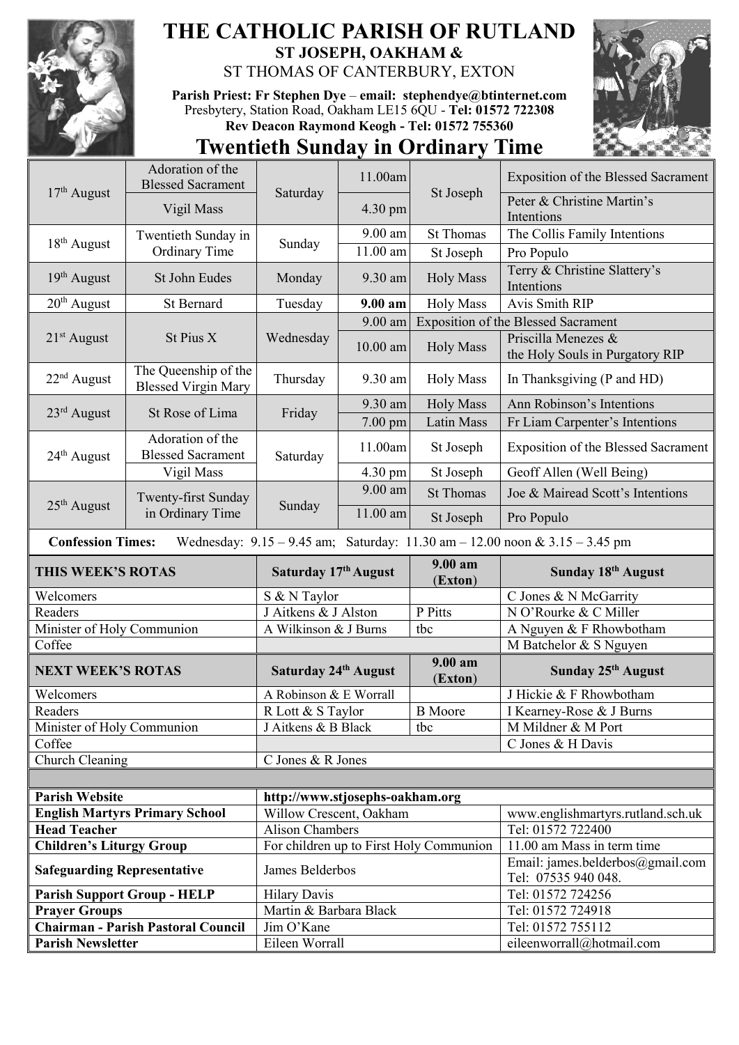# THE CATHOLIC PARISH OF RUTLAND

## ST JOSEPH, OAKHAM & ST THOMAS OF CANTERBURY, EXTON

**Parish Priest: Fr Stephen Dye** – **email: stephendye@btinternet.com**
Presbytery, Station Road, Oakham LE15 6QU - **Tel: 01572 722308**
**Rev Deacon Raymond Keogh - Tel: 01572 755360**

# Twentieth Sunday in Ordinary Time

| Date | Feast | Day | Time | Place | Intention |
|---|---|---|---|---|---|
| 17th August | Adoration of the Blessed Sacrament | Saturday | 11.00am | St Joseph | Exposition of the Blessed Sacrament |
| | Vigil Mass | | 4.30 pm | | Peter & Christine Martin's Intentions |
| 18th August | Twentieth Sunday in Ordinary Time | Sunday | 9.00 am | St Thomas | The Collis Family Intentions |
| | | | 11.00 am | St Joseph | Pro Populo |
| 19th August | St John Eudes | Monday | 9.30 am | Holy Mass | Terry & Christine Slattery's Intentions |
| 20th August | St Bernard | Tuesday | **9.00 am** | Holy Mass | Avis Smith RIP |
| 21st August | St Pius X | Wednesday | 9.00 am | Exposition of the Blessed Sacrament | |
| | | | 10.00 am | Holy Mass | Priscilla Menezes & the Holy Souls in Purgatory RIP |
| 22nd August | The Queenship of the Blessed Virgin Mary | Thursday | 9.30 am | Holy Mass | In Thanksgiving (P and HD) |
| 23rd August | St Rose of Lima | Friday | 9.30 am | Holy Mass | Ann Robinson's Intentions |
| | | | 7.00 pm | Latin Mass | Fr Liam Carpenter's Intentions |
| 24th August | Adoration of the Blessed Sacrament | Saturday | 11.00am | St Joseph | Exposition of the Blessed Sacrament |
| | Vigil Mass | | 4.30 pm | St Joseph | Geoff Allen (Well Being) |
| 25th August | Twenty-first Sunday in Ordinary Time | Sunday | 9.00 am | St Thomas | Joe & Mairead Scott's Intentions |
| | | | 11.00 am | St Joseph | Pro Populo |

**Confession Times:** Wednesday: 9.15 – 9.45 am; Saturday: 11.30 am – 12.00 noon & 3.15 – 3.45 pm

| THIS WEEK'S ROTAS | Saturday 17th August | 9.00 am (Exton) | Sunday 18th August |
|---|---|---|---|
| Welcomers | S & N Taylor | | C Jones & N McGarrity |
| Readers | J Aitkens & J Alston | P Pitts | N O'Rourke & C Miller |
| Minister of Holy Communion | A Wilkinson & J Burns | tbc | A Nguyen & F Rhowbotham |
| Coffee | | | M Batchelor & S Nguyen |

| NEXT WEEK'S ROTAS | Saturday 24th August | 9.00 am (Exton) | Sunday 25th August |
|---|---|---|---|
| Welcomers | A Robinson & E Worrall | | J Hickie & F Rhowbotham |
| Readers | R Lott & S Taylor | B Moore | I Kearney-Rose & J Burns |
| Minister of Holy Communion | J Aitkens & B Black | tbc | M Mildner & M Port |
| Coffee | | | C Jones & H Davis |
| Church Cleaning | C Jones & R Jones | | |

| | | |
|---|---|---|
| **Parish Website** | **http://www.stjosephs-oakham.org** | |
| **English Martyrs Primary School** | Willow Crescent, Oakham | www.englishmartyrs.rutland.sch.uk |
| **Head Teacher** | Alison Chambers | Tel: 01572 722400 |
| **Children's Liturgy Group** | For children up to First Holy Communion | 11.00 am Mass in term time |
| **Safeguarding Representative** | James Belderbos | Email: james.belderbos@gmail.com Tel: 07535 940 048. |
| **Parish Support Group - HELP** | Hilary Davis | Tel: 01572 724256 |
| **Prayer Groups** | Martin & Barbara Black | Tel: 01572 724918 |
| **Chairman - Parish Pastoral Council** | Jim O'Kane | Tel: 01572 755112 |
| **Parish Newsletter** | Eileen Worrall | eileenworrall@hotmail.com |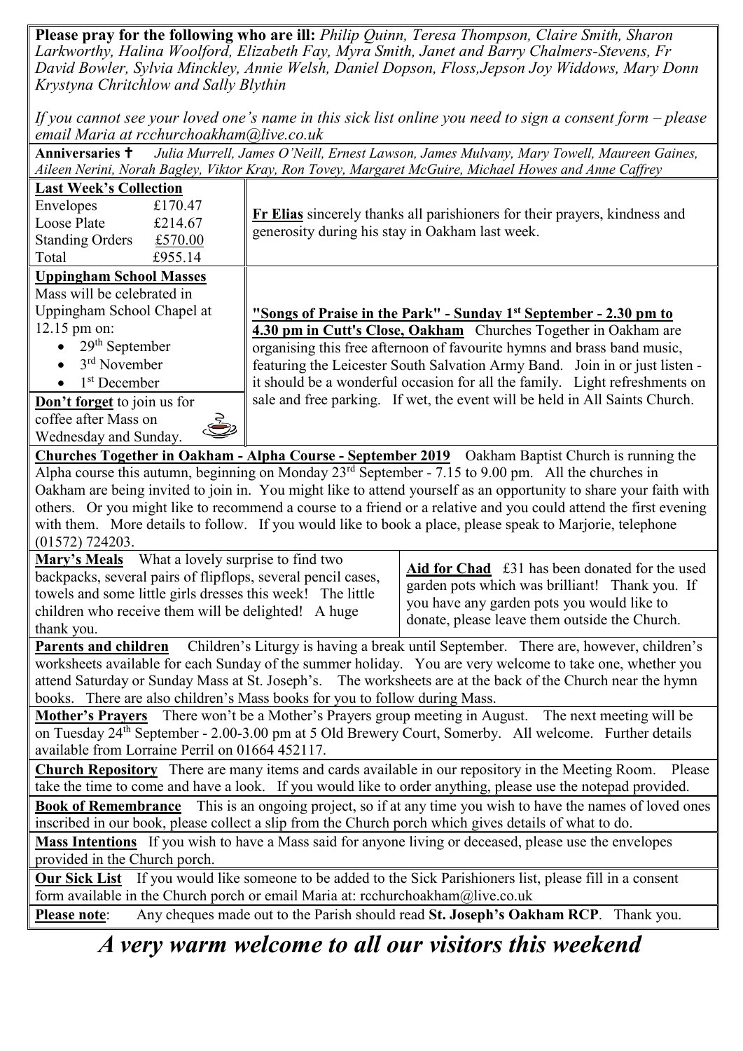**Please pray for the following who are ill:** *Philip Quinn, Teresa Thompson, Claire Smith, Sharon Larkworthy, Halina Woolford, Elizabeth Fay, Myra Smith, Janet and Barry Chalmers-Stevens, Fr David Bowler, Sylvia Minckley, Annie Welsh, Daniel Dopson, Floss,Jepson Joy Widdows, Mary Donn Krystyna Chritchlow and Sally Blythin*

*If you cannot see your loved one's name in this sick list online you need to sign a consent form – please email Maria at rcchurchoakham@live.co.uk*

**Anniversaries ✝** *Julia Murrell, James O'Neill, Ernest Lawson, James Mulvany, Mary Towell, Maureen Gaines, Aileen Nerini, Norah Bagley, Viktor Kray, Ron Tovey, Margaret McGuire, Michael Howes and Anne Caffrey*

**Last Week's Collection**

| | |
|---|---|
| Envelopes | £170.47 |
| Loose Plate | £214.67 |
| Standing Orders | £570.00 |
| Total | £955.14 |

**Fr Elias** sincerely thanks all parishioners for their prayers, kindness and generosity during his stay in Oakham last week.

**Uppingham School Masses**

Mass will be celebrated in Uppingham School Chapel at 12.15 pm on:

- 29th September
- 3rd November
- 1st December

**Don't forget** to join us for coffee after Mass on Wednesday and Sunday.

**"Songs of Praise in the Park" - Sunday 1st September - 2.30 pm to 4.30 pm in Cutt's Close, Oakham** Churches Together in Oakham are organising this free afternoon of favourite hymns and brass band music, featuring the Leicester South Salvation Army Band. Join in or just listen - it should be a wonderful occasion for all the family. Light refreshments on sale and free parking. If wet, the event will be held in All Saints Church.

**Churches Together in Oakham - Alpha Course - September 2019** Oakham Baptist Church is running the Alpha course this autumn, beginning on Monday 23rd September - 7.15 to 9.00 pm. All the churches in Oakham are being invited to join in. You might like to attend yourself as an opportunity to share your faith with others. Or you might like to recommend a course to a friend or a relative and you could attend the first evening with them. More details to follow. If you would like to book a place, please speak to Marjorie, telephone (01572) 724203.

**Mary's Meals** What a lovely surprise to find two backpacks, several pairs of flipflops, several pencil cases, towels and some little girls dresses this week! The little children who receive them will be delighted! A huge thank you.

**Aid for Chad** £31 has been donated for the used garden pots which was brilliant! Thank you. If you have any garden pots you would like to donate, please leave them outside the Church.

**Parents and children** Children's Liturgy is having a break until September. There are, however, children's worksheets available for each Sunday of the summer holiday. You are very welcome to take one, whether you attend Saturday or Sunday Mass at St. Joseph's. The worksheets are at the back of the Church near the hymn books. There are also children's Mass books for you to follow during Mass.

**Mother's Prayers** There won't be a Mother's Prayers group meeting in August. The next meeting will be on Tuesday 24th September - 2.00-3.00 pm at 5 Old Brewery Court, Somerby. All welcome. Further details available from Lorraine Perril on 01664 452117.

**Church Repository** There are many items and cards available in our repository in the Meeting Room. Please take the time to come and have a look. If you would like to order anything, please use the notepad provided.

**Book of Remembrance** This is an ongoing project, so if at any time you wish to have the names of loved ones inscribed in our book, please collect a slip from the Church porch which gives details of what to do.

**Mass Intentions** If you wish to have a Mass said for anyone living or deceased, please use the envelopes provided in the Church porch.

**Our Sick List** If you would like someone to be added to the Sick Parishioners list, please fill in a consent form available in the Church porch or email Maria at: rcchurchoakham@live.co.uk

**Please note**: Any cheques made out to the Parish should read **St. Joseph's Oakham RCP**. Thank you.

## *A very warm welcome to all our visitors this weekend*